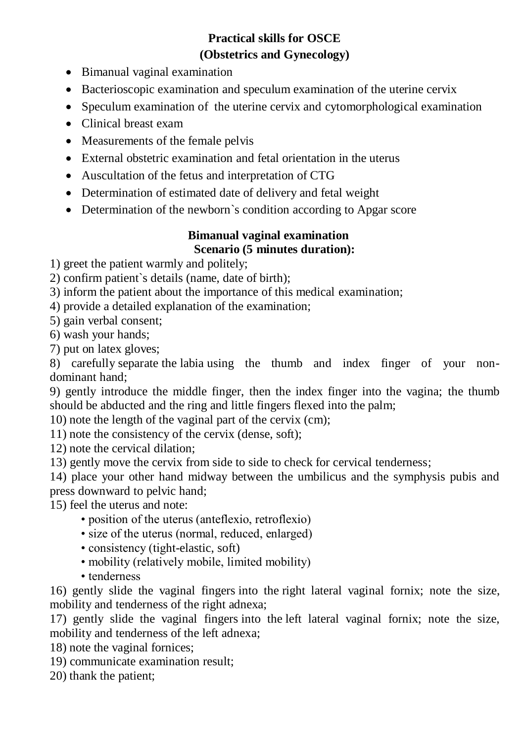# Practical skills for OSCE
## (Obstetrics and Gynecology)

- Bimanual vaginal examination
- Bacterioscopic examination and speculum examination of the uterine cervix
- Speculum examination of the uterine cervix and cytomorphological examination
- Clinical breast exam
- Measurements of the female pelvis
- External obstetric examination and fetal orientation in the uterus
- Auscultation of the fetus and interpretation of CTG
- Determination of estimated date of delivery and fetal weight
- Determination of the newborn`s condition according to Apgar score

## Bimanual vaginal examination
### Scenario (5 minutes duration):

1) greet the patient warmly and politely;
2) confirm patient`s details (name, date of birth);
3) inform the patient about the importance of this medical examination;
4) provide a detailed explanation of the examination;
5) gain verbal consent;
6) wash your hands;
7) put on latex gloves;
8) carefully separate the labia using the thumb and index finger of your non-dominant hand;
9) gently introduce the middle finger, then the index finger into the vagina; the thumb should be abducted and the ring and little fingers flexed into the palm;
10) note the length of the vaginal part of the cervix (cm);
11) note the consistency of the cervix (dense, soft);
12) note the cervical dilation;
13) gently move the cervix from side to side to check for cervical tenderness;
14) place your other hand midway between the umbilicus and the symphysis pubis and press downward to pelvic hand;
15) feel the uterus and note:
    - position of the uterus (anteflexio, retroflexio)
    - size of the uterus (normal, reduced, enlarged)
    - consistency (tight-elastic, soft)
    - mobility (relatively mobile, limited mobility)
    - tenderness
16) gently slide the vaginal fingers into the right lateral vaginal fornix; note the size, mobility and tenderness of the right adnexa;
17) gently slide the vaginal fingers into the left lateral vaginal fornix; note the size, mobility and tenderness of the left adnexa;
18) note the vaginal fornices;
19) communicate examination result;
20) thank the patient;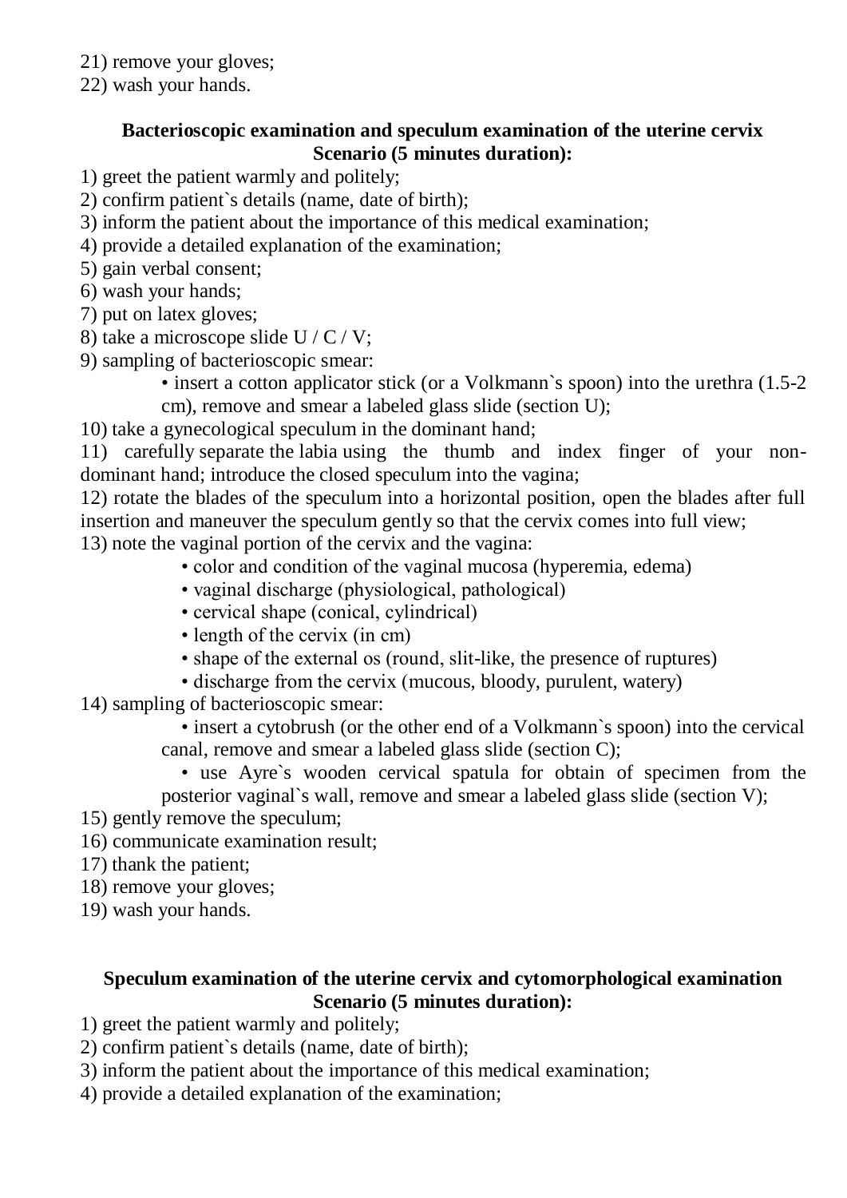21) remove your gloves;
22) wash your hands.

**Bacterioscopic examination and speculum examination of the uterine cervix**
**Scenario (5 minutes duration):**

1) greet the patient warmly and politely;
2) confirm patient`s details (name, date of birth);
3) inform the patient about the importance of this medical examination;
4) provide a detailed explanation of the examination;
5) gain verbal consent;
6) wash your hands;
7) put on latex gloves;
8) take a microscope slide U / C / V;
9) sampling of bacterioscopic smear:
   - insert a cotton applicator stick (or a Volkmann`s spoon) into the urethra (1.5-2 cm), remove and smear a labeled glass slide (section U);
10) take a gynecological speculum in the dominant hand;
11) carefully separate the labia using the thumb and index finger of your non-dominant hand; introduce the closed speculum into the vagina;
12) rotate the blades of the speculum into a horizontal position, open the blades after full insertion and maneuver the speculum gently so that the cervix comes into full view;
13) note the vaginal portion of the cervix and the vagina:
   - color and condition of the vaginal mucosa (hyperemia, edema)
   - vaginal discharge (physiological, pathological)
   - cervical shape (conical, cylindrical)
   - length of the cervix (in cm)
   - shape of the external os (round, slit-like, the presence of ruptures)
   - discharge from the cervix (mucous, bloody, purulent, watery)
14) sampling of bacterioscopic smear:
   - insert a cytobrush (or the other end of a Volkmann`s spoon) into the cervical canal, remove and smear a labeled glass slide (section C);
   - use Ayre`s wooden cervical spatula for obtain of specimen from the posterior vaginal`s wall, remove and smear a labeled glass slide (section V);
15) gently remove the speculum;
16) communicate examination result;
17) thank the patient;
18) remove your gloves;
19) wash your hands.

**Speculum examination of the uterine cervix and cytomorphological examination**
**Scenario (5 minutes duration):**

1) greet the patient warmly and politely;
2) confirm patient`s details (name, date of birth);
3) inform the patient about the importance of this medical examination;
4) provide a detailed explanation of the examination;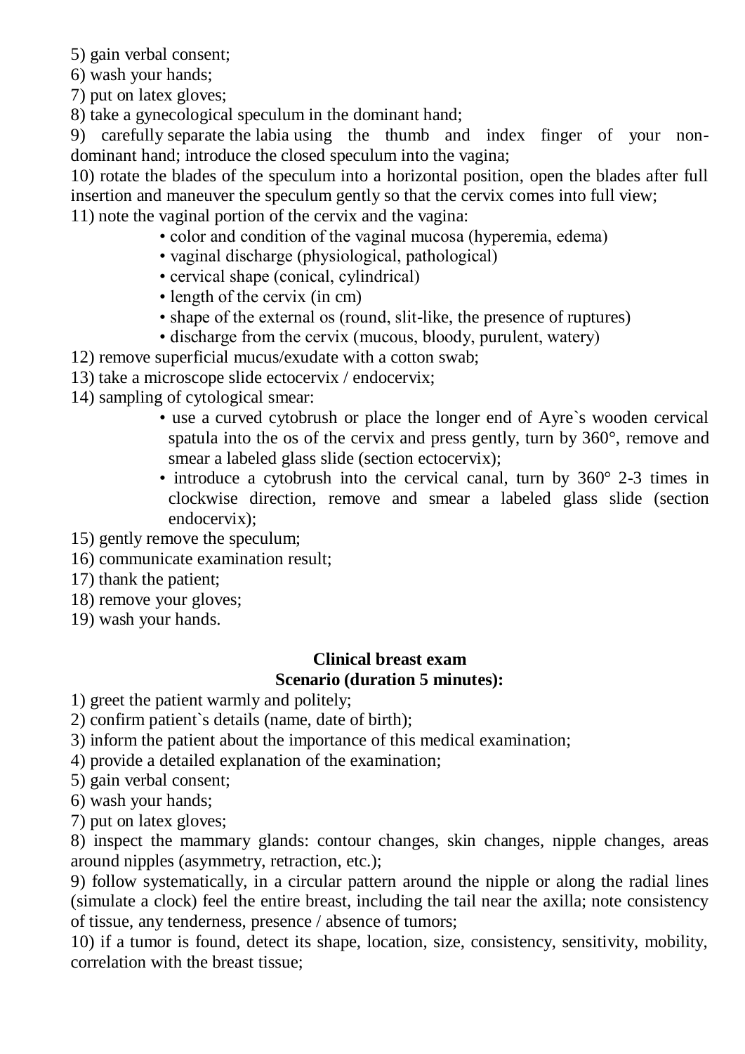5) gain verbal consent;
6) wash your hands;
7) put on latex gloves;
8) take a gynecological speculum in the dominant hand;
9) carefully separate the labia using the thumb and index finger of your non-dominant hand; introduce the closed speculum into the vagina;
10) rotate the blades of the speculum into a horizontal position, open the blades after full insertion and maneuver the speculum gently so that the cervix comes into full view;
11) note the vaginal portion of the cervix and the vagina:

- color and condition of the vaginal mucosa (hyperemia, edema)
- vaginal discharge (physiological, pathological)
- cervical shape (conical, cylindrical)
- length of the cervix (in cm)
- shape of the external os (round, slit-like, the presence of ruptures)
- discharge from the cervix (mucous, bloody, purulent, watery)

12) remove superficial mucus/exudate with a cotton swab;
13) take a microscope slide ectocervix / endocervix;
14) sampling of cytological smear:

- use a curved cytobrush or place the longer end of Ayre`s wooden cervical spatula into the os of the cervix and press gently, turn by 360°, remove and smear a labeled glass slide (section ectocervix);
- introduce a cytobrush into the cervical canal, turn by 360° 2-3 times in clockwise direction, remove and smear a labeled glass slide (section endocervix);

15) gently remove the speculum;
16) communicate examination result;
17) thank the patient;
18) remove your gloves;
19) wash your hands.

## Clinical breast exam

**Scenario (duration 5 minutes):**

1) greet the patient warmly and politely;
2) confirm patient`s details (name, date of birth);
3) inform the patient about the importance of this medical examination;
4) provide a detailed explanation of the examination;
5) gain verbal consent;
6) wash your hands;
7) put on latex gloves;
8) inspect the mammary glands: contour changes, skin changes, nipple changes, areas around nipples (asymmetry, retraction, etc.);
9) follow systematically, in a circular pattern around the nipple or along the radial lines (simulate a clock) feel the entire breast, including the tail near the axilla; note consistency of tissue, any tenderness, presence / absence of tumors;
10) if a tumor is found, detect its shape, location, size, consistency, sensitivity, mobility, correlation with the breast tissue;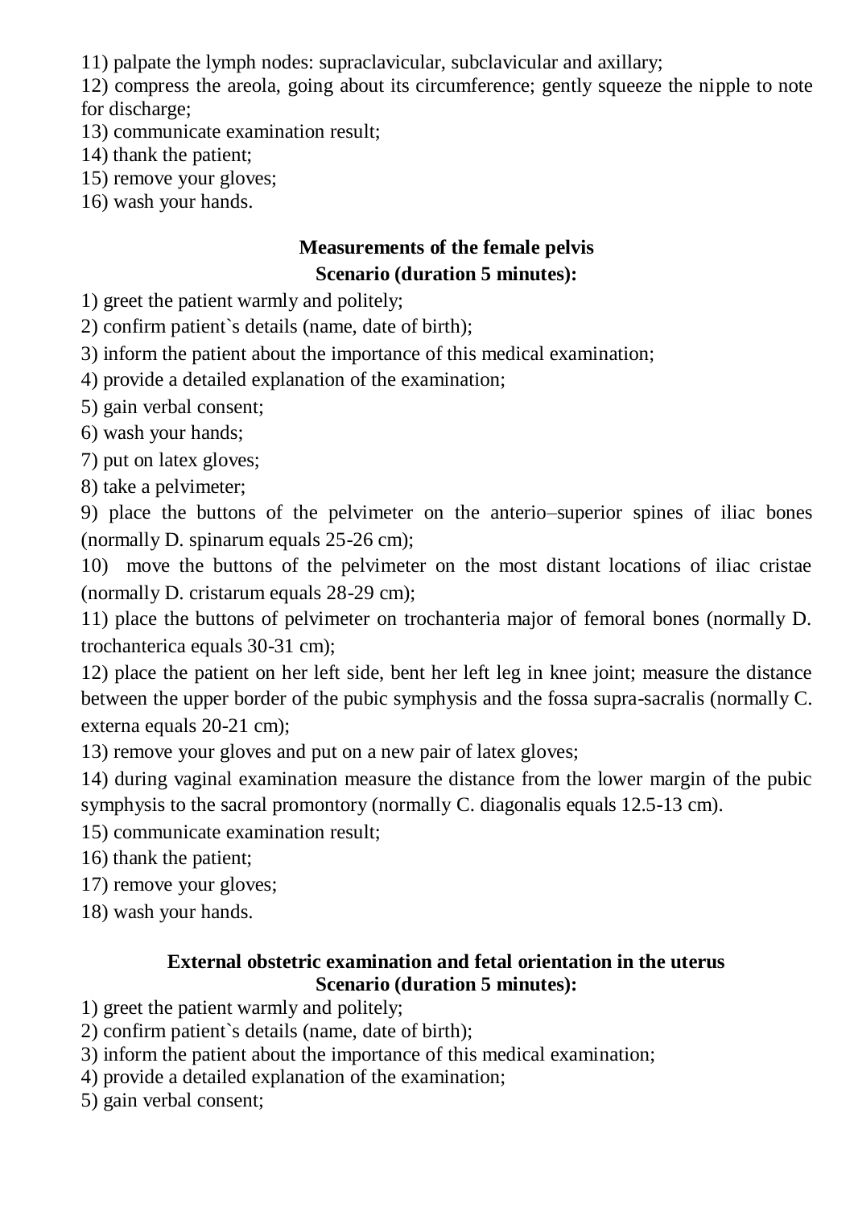11) palpate the lymph nodes: supraclavicular, subclavicular and axillary;

12) compress the areola, going about its circumference; gently squeeze the nipple to note for discharge;

13) communicate examination result;

14) thank the patient;

15) remove your gloves;

16) wash your hands.

## Measurements of the female pelvis

**Scenario (duration 5 minutes):**

1) greet the patient warmly and politely;

2) confirm patient`s details (name, date of birth);

3) inform the patient about the importance of this medical examination;

4) provide a detailed explanation of the examination;

5) gain verbal consent;

6) wash your hands;

7) put on latex gloves;

8) take a pelvimeter;

9) place the buttons of the pelvimeter on the anterio–superior spines of iliac bones (normally D. spinarum equals 25-26 cm);

10) move the buttons of the pelvimeter on the most distant locations of iliac cristae (normally D. cristarum equals 28-29 cm);

11) place the buttons of pelvimeter on trochanteria major of femoral bones (normally D. trochanterica equals 30-31 cm);

12) place the patient on her left side, bent her left leg in knee joint; measure the distance between the upper border of the pubic symphysis and the fossa supra-sacralis (normally C. externa equals 20-21 cm);

13) remove your gloves and put on a new pair of latex gloves;

14) during vaginal examination measure the distance from the lower margin of the pubic symphysis to the sacral promontory (normally C. diagonalis equals 12.5-13 cm).

15) communicate examination result;

16) thank the patient;

17) remove your gloves;

18) wash your hands.

## External obstetric examination and fetal orientation in the uterus

**Scenario (duration 5 minutes):**

1) greet the patient warmly and politely;

2) confirm patient`s details (name, date of birth);

3) inform the patient about the importance of this medical examination;

4) provide a detailed explanation of the examination;

5) gain verbal consent;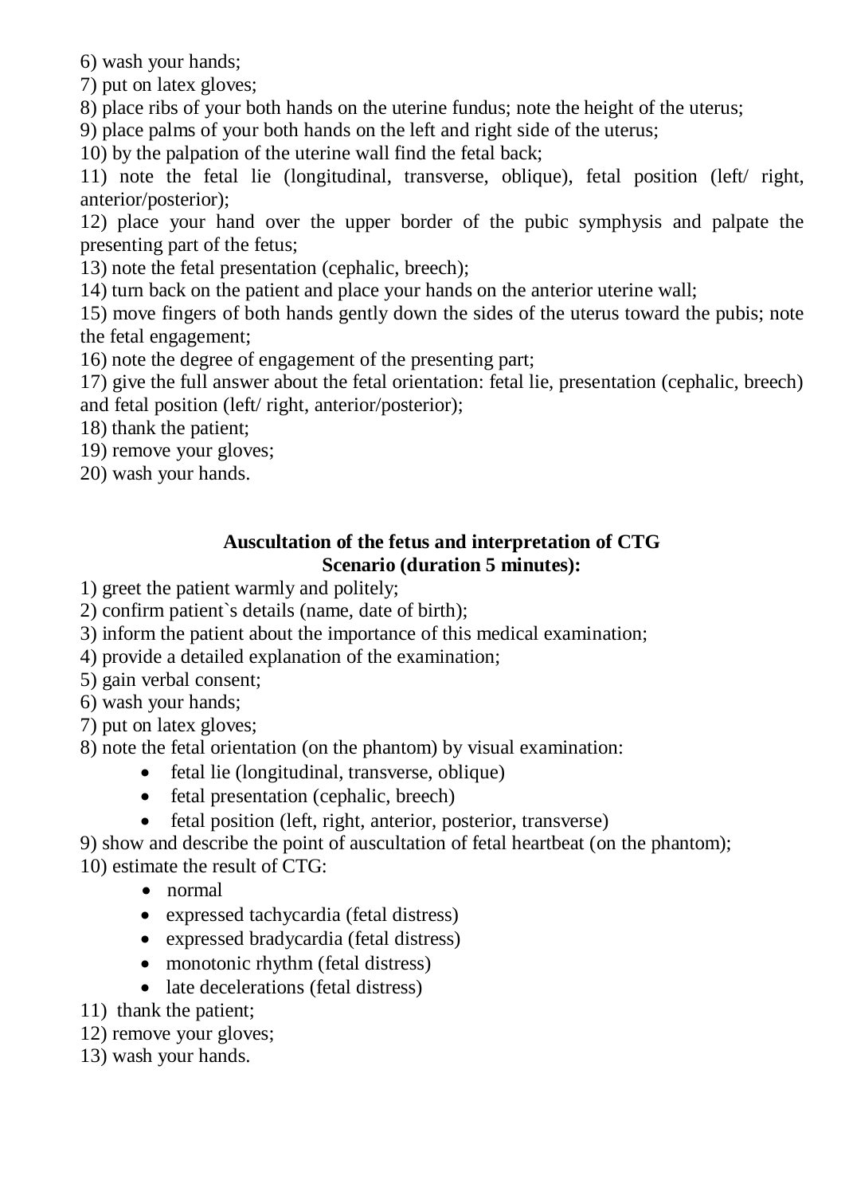6) wash your hands;
7) put on latex gloves;
8) place ribs of your both hands on the uterine fundus; note the height of the uterus;
9) place palms of your both hands on the left and right side of the uterus;
10) by the palpation of the uterine wall find the fetal back;
11) note the fetal lie (longitudinal, transverse, oblique), fetal position (left/ right, anterior/posterior);
12) place your hand over the upper border of the pubic symphysis and palpate the presenting part of the fetus;
13) note the fetal presentation (cephalic, breech);
14) turn back on the patient and place your hands on the anterior uterine wall;
15) move fingers of both hands gently down the sides of the uterus toward the pubis; note the fetal engagement;
16) note the degree of engagement of the presenting part;
17) give the full answer about the fetal orientation: fetal lie, presentation (cephalic, breech) and fetal position (left/ right, anterior/posterior);
18) thank the patient;
19) remove your gloves;
20) wash your hands.

**Auscultation of the fetus and interpretation of CTG**
**Scenario (duration 5 minutes):**

1) greet the patient warmly and politely;
2) confirm patient`s details (name, date of birth);
3) inform the patient about the importance of this medical examination;
4) provide a detailed explanation of the examination;
5) gain verbal consent;
6) wash your hands;
7) put on latex gloves;
8) note the fetal orientation (on the phantom) by visual examination:
    - fetal lie (longitudinal, transverse, oblique)
    - fetal presentation (cephalic, breech)
    - fetal position (left, right, anterior, posterior, transverse)
9) show and describe the point of auscultation of fetal heartbeat (on the phantom);
10) estimate the result of CTG:
    - normal
    - expressed tachycardia (fetal distress)
    - expressed bradycardia (fetal distress)
    - monotonic rhythm (fetal distress)
    - late decelerations (fetal distress)
11) thank the patient;
12) remove your gloves;
13) wash your hands.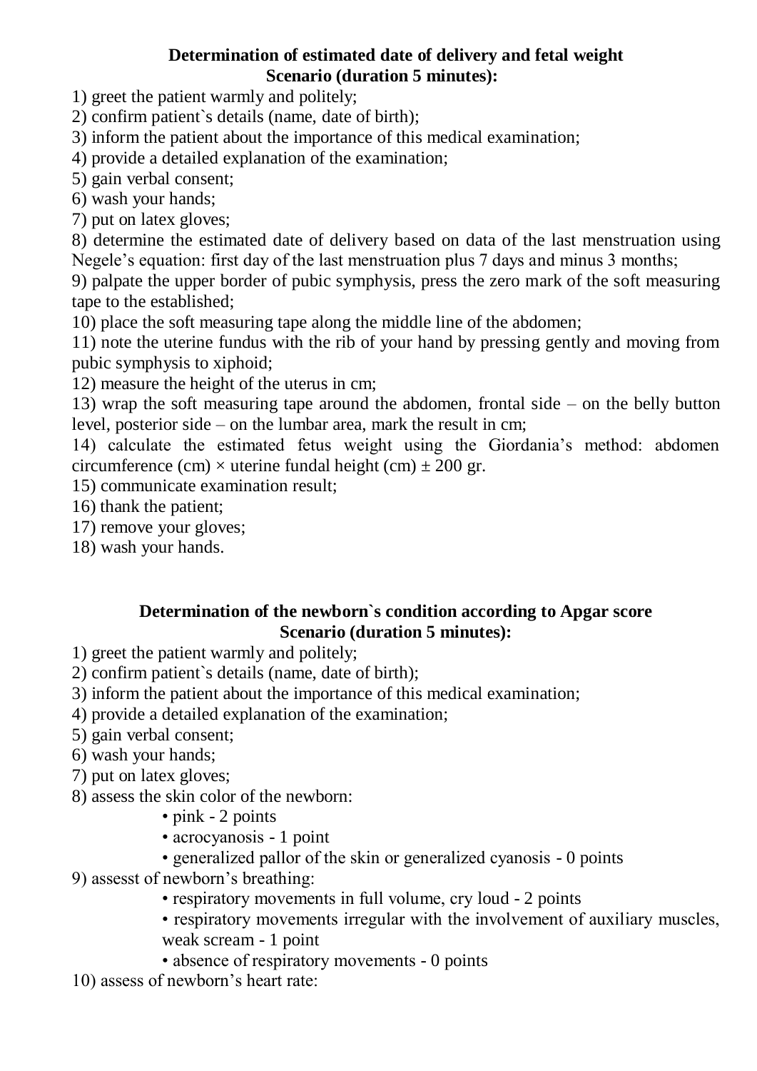**Determination of estimated date of delivery and fetal weight**
**Scenario (duration 5 minutes):**

1) greet the patient warmly and politely;
2) confirm patient`s details (name, date of birth);
3) inform the patient about the importance of this medical examination;
4) provide a detailed explanation of the examination;
5) gain verbal consent;
6) wash your hands;
7) put on latex gloves;
8) determine the estimated date of delivery based on data of the last menstruation using Negele's equation: first day of the last menstruation plus 7 days and minus 3 months;
9) palpate the upper border of pubic symphysis, press the zero mark of the soft measuring tape to the established;
10) place the soft measuring tape along the middle line of the abdomen;
11) note the uterine fundus with the rib of your hand by pressing gently and moving from pubic symphysis to xiphoid;
12) measure the height of the uterus in cm;
13) wrap the soft measuring tape around the abdomen, frontal side – on the belly button level, posterior side – on the lumbar area, mark the result in cm;
14) calculate the estimated fetus weight using the Giordania's method: abdomen circumference (cm) × uterine fundal height (cm) ± 200 gr.
15) communicate examination result;
16) thank the patient;
17) remove your gloves;
18) wash your hands.

**Determination of the newborn`s condition according to Apgar score**
**Scenario (duration 5 minutes):**

1) greet the patient warmly and politely;
2) confirm patient`s details (name, date of birth);
3) inform the patient about the importance of this medical examination;
4) provide a detailed explanation of the examination;
5) gain verbal consent;
6) wash your hands;
7) put on latex gloves;
8) assess the skin color of the newborn:
   - pink - 2 points
   - acrocyanosis - 1 point
   - generalized pallor of the skin or generalized cyanosis - 0 points
9) assesst of newborn's breathing:
   - respiratory movements in full volume, cry loud - 2 points
   - respiratory movements irregular with the involvement of auxiliary muscles, weak scream - 1 point
   - absence of respiratory movements - 0 points
10) assess of newborn's heart rate: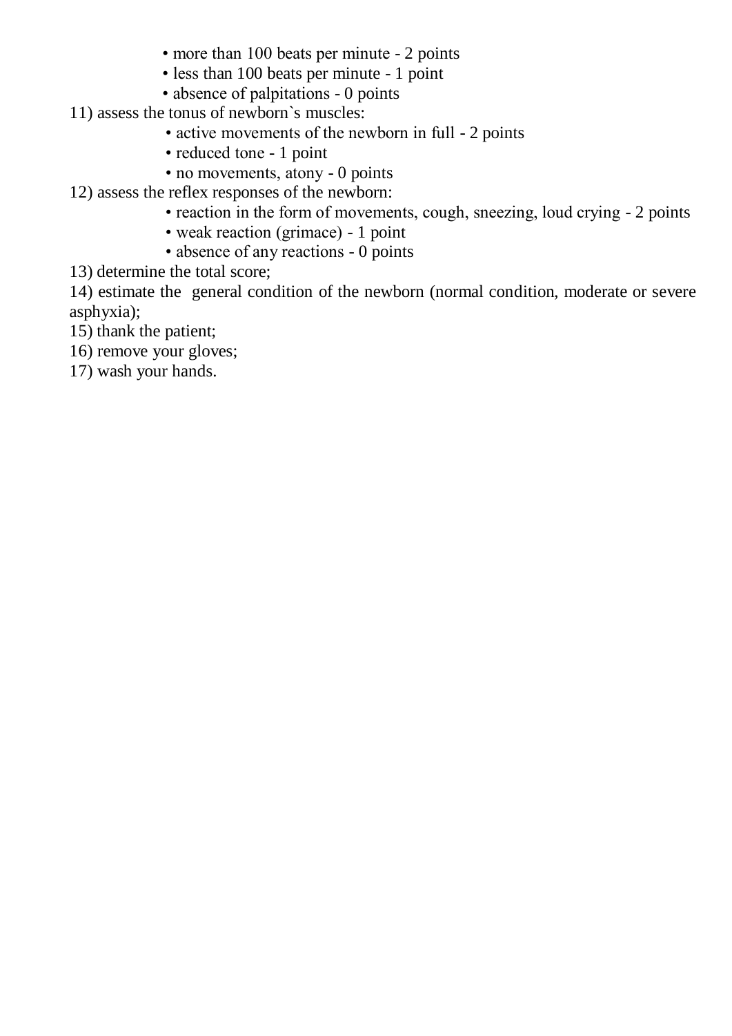- more than 100 beats per minute - 2 points
- less than 100 beats per minute - 1 point
- absence of palpitations - 0 points

11) assess the tonus of newborn`s muscles:
   - active movements of the newborn in full - 2 points
   - reduced tone - 1 point
   - no movements, atony - 0 points
12) assess the reflex responses of the newborn:
   - reaction in the form of movements, cough, sneezing, loud crying - 2 points
   - weak reaction (grimace) - 1 point
   - absence of any reactions - 0 points
13) determine the total score;
14) estimate the general condition of the newborn (normal condition, moderate or severe asphyxia);
15) thank the patient;
16) remove your gloves;
17) wash your hands.